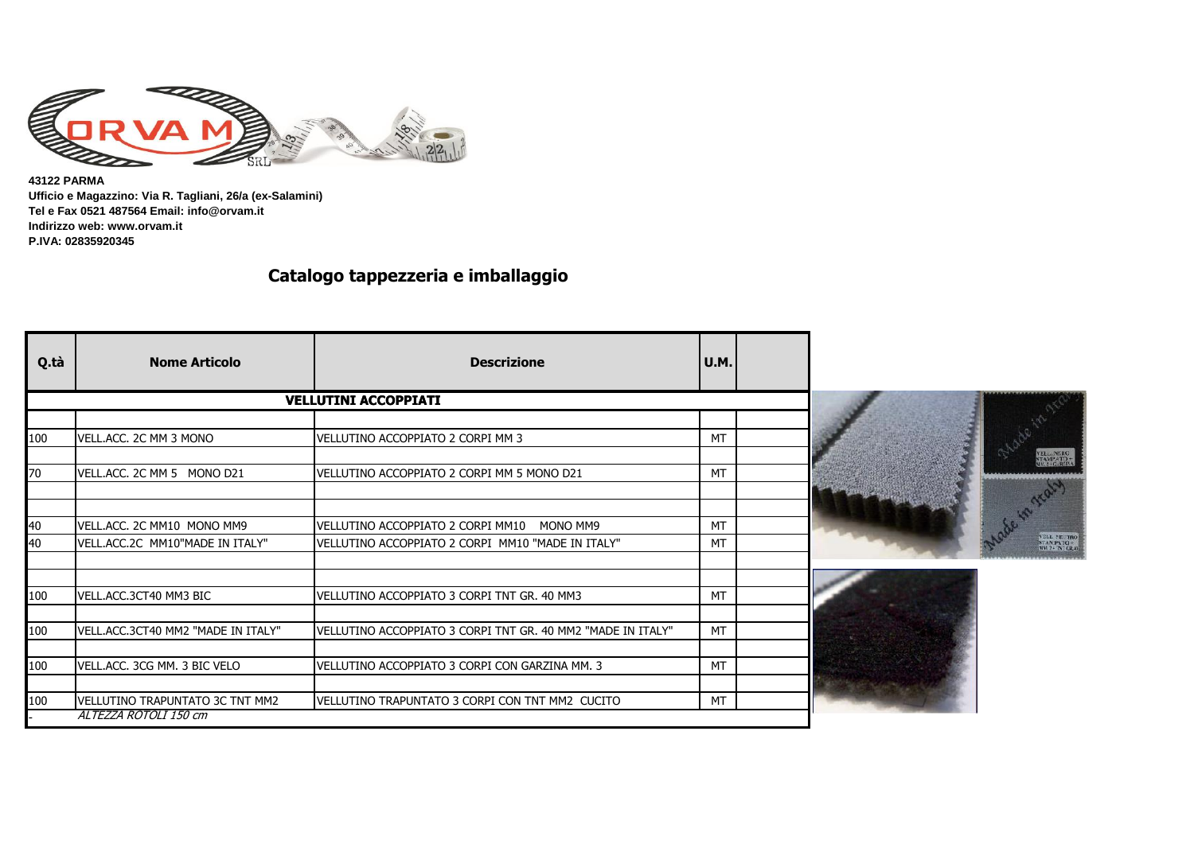**43122 PARMA**
**Ufficio e Magazzino: Via R. Tagliani, 26/a (ex-Salamini)**
**Tel e Fax 0521 487564 Email: info@orvam.it**
**Indirizzo web: www.orvam.it**
**P.IVA: 02835920345**

# Catalogo tappezzeria e imballaggio

| Q.tà | Nome Articolo | Descrizione | U.M. | |
|---|---|---|---|---|
| | | **VELLUTINI ACCOPPIATI** | | |
| | | | | |
| 100 | VELL.ACC. 2C MM 3 MONO | VELLUTINO ACCOPPIATO 2 CORPI MM 3 | MT | |
| | | | | |
| 70 | VELL.ACC. 2C MM 5 MONO D21 | VELLUTINO ACCOPPIATO 2 CORPI MM 5 MONO D21 | MT | |
| | | | | |
| | | | | |
| 40 | VELL.ACC. 2C MM10 MONO MM9 | VELLUTINO ACCOPPIATO 2 CORPI MM10 MONO MM9 | MT | |
| 40 | VELL.ACC.2C MM10"MADE IN ITALY" | VELLUTINO ACCOPPIATO 2 CORPI MM10 "MADE IN ITALY" | MT | |
| | | | | |
| | | | | |
| 100 | VELL.ACC.3CT40 MM3 BIC | VELLUTINO ACCOPPIATO 3 CORPI TNT GR. 40 MM3 | MT | |
| | | | | |
| 100 | VELL.ACC.3CT40 MM2 "MADE IN ITALY" | VELLUTINO ACCOPPIATO 3 CORPI TNT GR. 40 MM2 "MADE IN ITALY" | MT | |
| | | | | |
| 100 | VELL.ACC. 3CG MM. 3 BIC VELO | VELLUTINO ACCOPPIATO 3 CORPI CON GARZINA MM. 3 | MT | |
| | | | | |
| 100 | VELLUTINO TRAPUNTATO 3C TNT MM2 | VELLUTINO TRAPUNTATO 3 CORPI CON TNT MM2 CUCITO | MT | |
| - | *ALTEZZA ROTOLI 150 cm* | | | |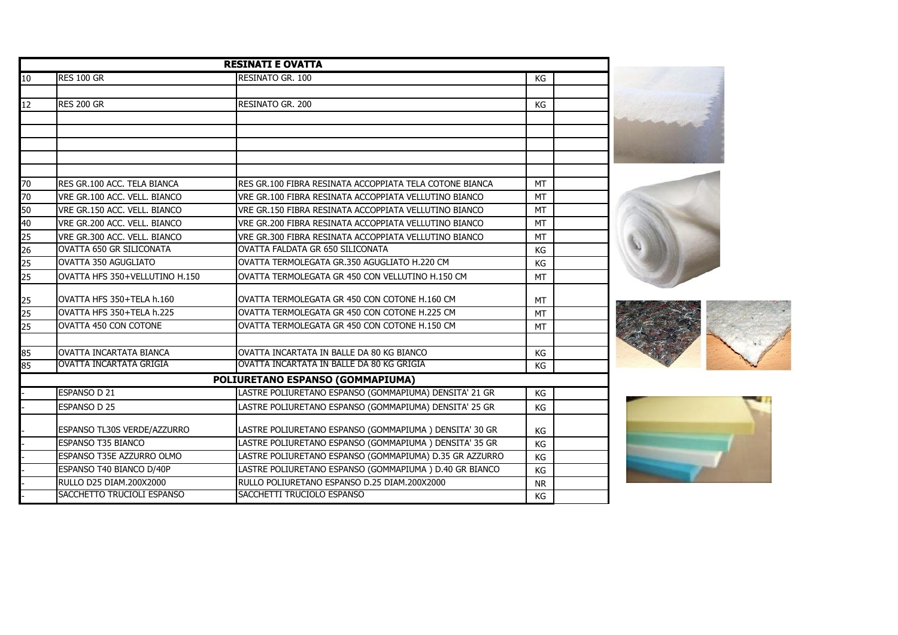| RESINATI E OVATTA | | | | |
|---|---|---|---|---|
| 10 | RES 100 GR | RESINATO GR. 100 | KG | |
| | | | | |
| 12 | RES 200 GR | RESINATO GR. 200 | KG | |
| | | | | |
| | | | | |
| | | | | |
| | | | | |
| | | | | |
| 70 | RES GR.100 ACC. TELA BIANCA | RES GR.100 FIBRA RESINATA ACCOPPIATA TELA COTONE BIANCA | MT | |
| 70 | VRE GR.100 ACC. VELL. BIANCO | VRE GR.100 FIBRA RESINATA ACCOPPIATA VELLUTINO BIANCO | MT | |
| 50 | VRE GR.150 ACC. VELL. BIANCO | VRE GR.150 FIBRA RESINATA ACCOPPIATA VELLUTINO BIANCO | MT | |
| 40 | VRE GR.200 ACC. VELL. BIANCO | VRE GR.200 FIBRA RESINATA ACCOPPIATA VELLUTINO BIANCO | MT | |
| 25 | VRE GR.300 ACC. VELL. BIANCO | VRE GR.300 FIBRA RESINATA ACCOPPIATA VELLUTINO BIANCO | MT | |
| 26 | OVATTA 650 GR SILICONATA | OVATTA FALDATA GR 650 SILICONATA | KG | |
| 25 | OVATTA 350 AGUGLIATO | OVATTA TERMOLEGATA GR.350 AGUGLIATO H.220 CM | KG | |
| 25 | OVATTA HFS 350+VELLUTINO H.150 | OVATTA TERMOLEGATA GR 450 CON VELLUTINO H.150 CM | MT | |
| 25 | OVATTA HFS 350+TELA h.160 | OVATTA TERMOLEGATA GR 450 CON COTONE H.160 CM | MT | |
| 25 | OVATTA HFS 350+TELA h.225 | OVATTA TERMOLEGATA GR 450 CON COTONE H.225 CM | MT | |
| 25 | OVATTA 450 CON COTONE | OVATTA TERMOLEGATA GR 450 CON COTONE H.150 CM | MT | |
| | | | | |
| 85 | OVATTA INCARTATA BIANCA | OVATTA INCARTATA IN BALLE DA 80 KG BIANCO | KG | |
| 85 | OVATTA INCARTATA GRIGIA | OVATTA INCARTATA IN BALLE DA 80 KG GRIGIA | KG | |
| **POLIURETANO ESPANSO (GOMMAPIUMA)** | | | | |
| - | ESPANSO D 21 | LASTRE POLIURETANO ESPANSO (GOMMAPIUMA) DENSITA' 21 GR | KG | |
| - | ESPANSO D 25 | LASTRE POLIURETANO ESPANSO (GOMMAPIUMA) DENSITA' 25 GR | KG | |
| - | ESPANSO TL30S VERDE/AZZURRO | LASTRE POLIURETANO ESPANSO (GOMMAPIUMA ) DENSITA' 30 GR | KG | |
| - | ESPANSO T35 BIANCO | LASTRE POLIURETANO ESPANSO (GOMMAPIUMA ) DENSITA' 35 GR | KG | |
| - | ESPANSO T35E AZZURRO OLMO | LASTRE POLIURETANO ESPANSO (GOMMAPIUMA) D.35 GR AZZURRO | KG | |
| - | ESPANSO T40 BIANCO D/40P | LASTRE POLIURETANO ESPANSO (GOMMAPIUMA ) D.40 GR BIANCO | KG | |
| - | RULLO D25 DIAM.200X2000 | RULLO POLIURETANO ESPANSO D.25 DIAM.200X2000 | NR | |
| - | SACCHETTO TRUCIOLI ESPANSO | SACCHETTI TRUCIOLO ESPANSO | KG | |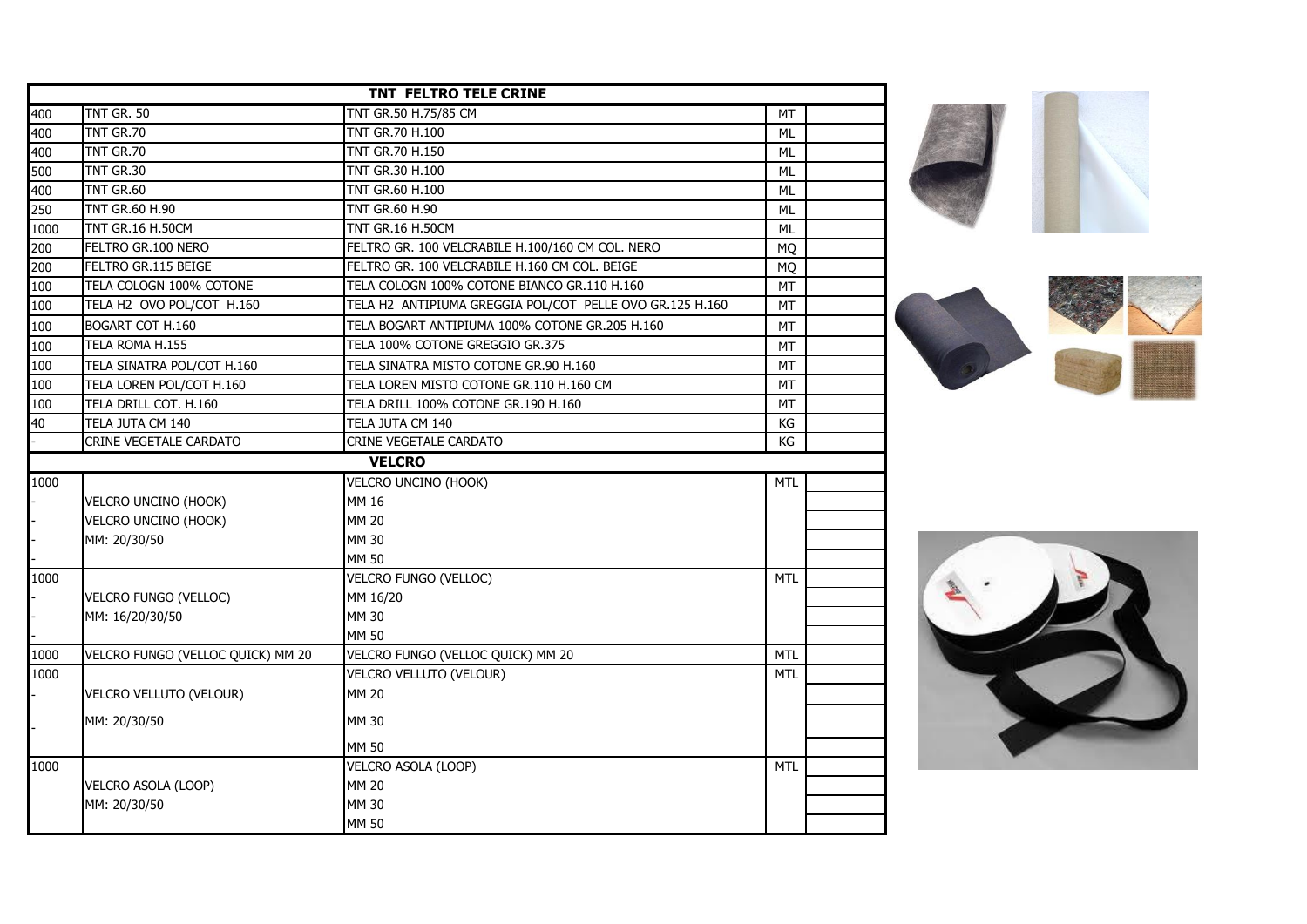| | | TNT FELTRO TELE CRINE | | |
|---|---|---|---|---|
| 400 | TNT GR. 50 | TNT GR.50 H.75/85 CM | MT | |
| 400 | TNT GR.70 | TNT GR.70 H.100 | ML | |
| 400 | TNT GR.70 | TNT GR.70 H.150 | ML | |
| 500 | TNT GR.30 | TNT GR.30 H.100 | ML | |
| 400 | TNT GR.60 | TNT GR.60 H.100 | ML | |
| 250 | TNT GR.60 H.90 | TNT GR.60 H.90 | ML | |
| 1000 | TNT GR.16 H.50CM | TNT GR.16 H.50CM | ML | |
| 200 | FELTRO GR.100 NERO | FELTRO GR. 100 VELCRABILE H.100/160 CM COL. NERO | MQ | |
| 200 | FELTRO GR.115 BEIGE | FELTRO GR. 100 VELCRABILE H.160 CM COL. BEIGE | MQ | |
| 100 | TELA COLOGN 100% COTONE | TELA COLOGN 100% COTONE BIANCO GR.110 H.160 | MT | |
| 100 | TELA H2 OVO POL/COT H.160 | TELA H2 ANTIPIUMA GREGGIA POL/COT PELLE OVO GR.125 H.160 | MT | |
| 100 | BOGART COT H.160 | TELA BOGART ANTIPIUMA 100% COTONE GR.205 H.160 | MT | |
| 100 | TELA ROMA H.155 | TELA 100% COTONE GREGGIO GR.375 | MT | |
| 100 | TELA SINATRA POL/COT H.160 | TELA SINATRA MISTO COTONE GR.90 H.160 | MT | |
| 100 | TELA LOREN POL/COT H.160 | TELA LOREN MISTO COTONE GR.110 H.160 CM | MT | |
| 100 | TELA DRILL COT. H.160 | TELA DRILL 100% COTONE GR.190 H.160 | MT | |
| 40 | TELA JUTA CM 140 | TELA JUTA CM 140 | KG | |
| - | CRINE VEGETALE CARDATO | CRINE VEGETALE CARDATO | KG | |
| | | **VELCRO** | | |
| 1000 | | VELCRO UNCINO (HOOK) | MTL | |
| - | VELCRO UNCINO (HOOK) | MM 16 | | |
| - | VELCRO UNCINO (HOOK) | MM 20 | | |
| - | MM: 20/30/50 | MM 30 | | |
| - | | MM 50 | | |
| 1000 | | VELCRO FUNGO (VELLOC) | MTL | |
| - | VELCRO FUNGO (VELLOC) | MM 16/20 | | |
| - | MM: 16/20/30/50 | MM 30 | | |
| - | | MM 50 | | |
| 1000 | VELCRO FUNGO (VELLOC QUICK) MM 20 | VELCRO FUNGO (VELLOC QUICK) MM 20 | MTL | |
| 1000 | | VELCRO VELLUTO (VELOUR) | MTL | |
| - | VELCRO VELLUTO (VELOUR) | MM 20 | | |
| - | MM: 20/30/50 | MM 30 | | |
| | | MM 50 | | |
| 1000 | | VELCRO ASOLA (LOOP) | MTL | |
| | VELCRO ASOLA (LOOP) | MM 20 | | |
| | MM: 20/30/50 | MM 30 | | |
| | | MM 50 | | |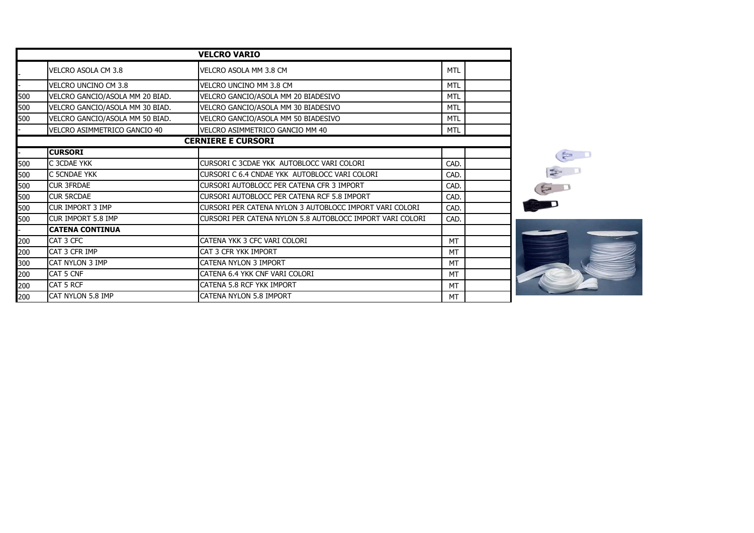| VELCRO VARIO | | | | |
|---|---|---|---|---|
| - | VELCRO ASOLA CM 3.8 | VELCRO ASOLA MM 3.8 CM | MTL | |
| - | VELCRO UNCINO CM 3.8 | VELCRO UNCINO MM 3.8 CM | MTL | |
| 500 | VELCRO GANCIO/ASOLA MM 20 BIAD. | VELCRO GANCIO/ASOLA MM 20 BIADESIVO | MTL | |
| 500 | VELCRO GANCIO/ASOLA MM 30 BIAD. | VELCRO GANCIO/ASOLA MM 30 BIADESIVO | MTL | |
| 500 | VELCRO GANCIO/ASOLA MM 50 BIAD. | VELCRO GANCIO/ASOLA MM 50 BIADESIVO | MTL | |
| - | VELCRO ASIMMETRICO GANCIO 40 | VELCRO ASIMMETRICO GANCIO MM 40 | MTL | |
| **CERNIERE E CURSORI** | | | | |
| - | **CURSORI** | | | |
| 500 | C 3CDAE YKK | CURSORI C 3CDAE YKK AUTOBLOCC VARI COLORI | CAD. | |
| 500 | C 5CNDAE YKK | CURSORI C 6.4 CNDAE YKK AUTOBLOCC VARI COLORI | CAD. | |
| 500 | CUR 3FRDAE | CURSORI AUTOBLOCC PER CATENA CFR 3 IMPORT | CAD. | |
| 500 | CUR 5RCDAE | CURSORI AUTOBLOCC PER CATENA RCF 5.8 IMPORT | CAD. | |
| 500 | CUR IMPORT 3 IMP | CURSORI PER CATENA NYLON 3 AUTOBLOCC IMPORT VARI COLORI | CAD. | |
| 500 | CUR IMPORT 5.8 IMP | CURSORI PER CATENA NYLON 5.8 AUTOBLOCC IMPORT VARI COLORI | CAD. | |
| - | **CATENA CONTINUA** | | | |
| 200 | CAT 3 CFC | CATENA YKK 3 CFC VARI COLORI | MT | |
| 200 | CAT 3 CFR IMP | CAT 3 CFR YKK IMPORT | MT | |
| 300 | CAT NYLON 3 IMP | CATENA NYLON 3 IMPORT | MT | |
| 200 | CAT 5 CNF | CATENA 6.4 YKK CNF VARI COLORI | MT | |
| 200 | CAT 5 RCF | CATENA 5.8 RCF YKK IMPORT | MT | |
| 200 | CAT NYLON 5.8 IMP | CATENA NYLON 5.8 IMPORT | MT | |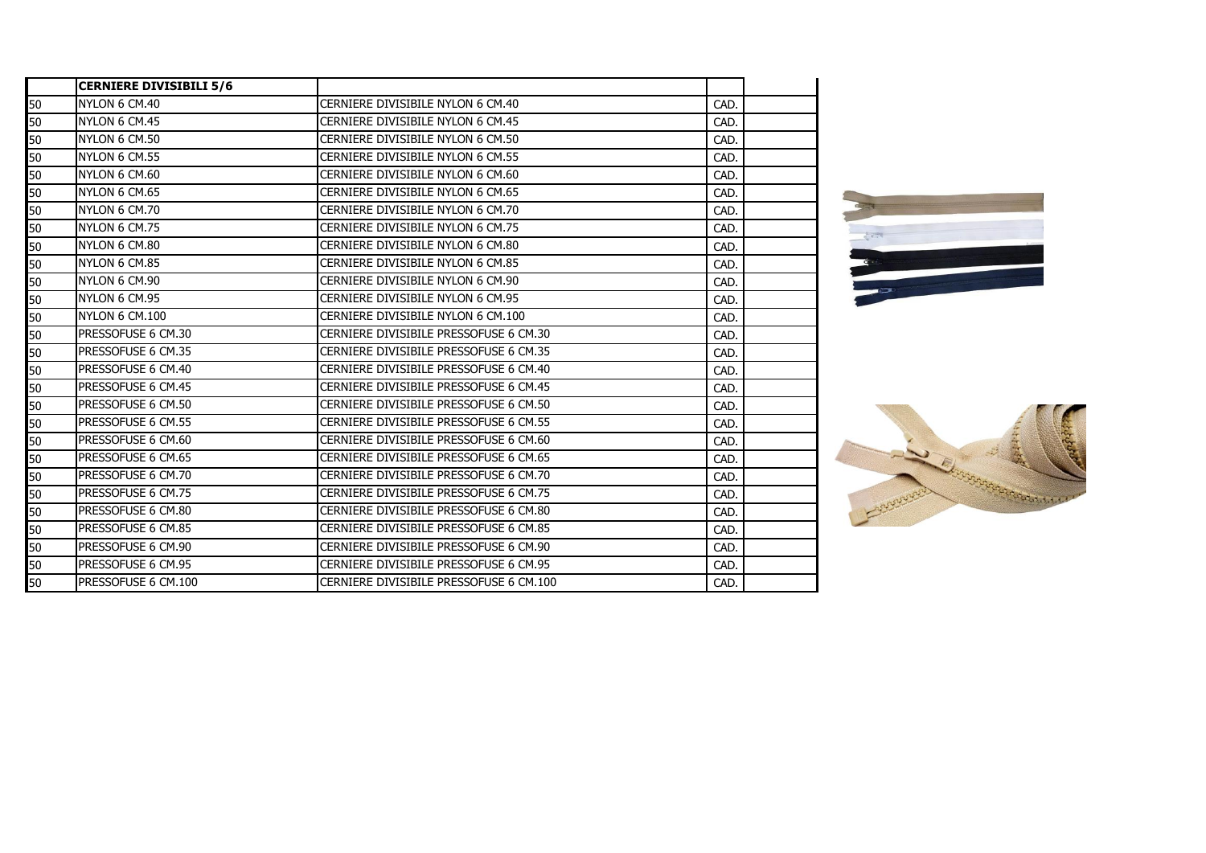| | CERNIERE DIVISIBILI 5/6 | | | |
|---|---|---|---|---|
| 50 | NYLON 6 CM.40 | CERNIERE DIVISIBILE NYLON 6 CM.40 | CAD. | |
| 50 | NYLON 6 CM.45 | CERNIERE DIVISIBILE NYLON 6 CM.45 | CAD. | |
| 50 | NYLON 6 CM.50 | CERNIERE DIVISIBILE NYLON 6 CM.50 | CAD. | |
| 50 | NYLON 6 CM.55 | CERNIERE DIVISIBILE NYLON 6 CM.55 | CAD. | |
| 50 | NYLON 6 CM.60 | CERNIERE DIVISIBILE NYLON 6 CM.60 | CAD. | |
| 50 | NYLON 6 CM.65 | CERNIERE DIVISIBILE NYLON 6 CM.65 | CAD. | |
| 50 | NYLON 6 CM.70 | CERNIERE DIVISIBILE NYLON 6 CM.70 | CAD. | |
| 50 | NYLON 6 CM.75 | CERNIERE DIVISIBILE NYLON 6 CM.75 | CAD. | |
| 50 | NYLON 6 CM.80 | CERNIERE DIVISIBILE NYLON 6 CM.80 | CAD. | |
| 50 | NYLON 6 CM.85 | CERNIERE DIVISIBILE NYLON 6 CM.85 | CAD. | |
| 50 | NYLON 6 CM.90 | CERNIERE DIVISIBILE NYLON 6 CM.90 | CAD. | |
| 50 | NYLON 6 CM.95 | CERNIERE DIVISIBILE NYLON 6 CM.95 | CAD. | |
| 50 | NYLON 6 CM.100 | CERNIERE DIVISIBILE NYLON 6 CM.100 | CAD. | |
| 50 | PRESSOFUSE 6 CM.30 | CERNIERE DIVISIBILE PRESSOFUSE 6 CM.30 | CAD. | |
| 50 | PRESSOFUSE 6 CM.35 | CERNIERE DIVISIBILE PRESSOFUSE 6 CM.35 | CAD. | |
| 50 | PRESSOFUSE 6 CM.40 | CERNIERE DIVISIBILE PRESSOFUSE 6 CM.40 | CAD. | |
| 50 | PRESSOFUSE 6 CM.45 | CERNIERE DIVISIBILE PRESSOFUSE 6 CM.45 | CAD. | |
| 50 | PRESSOFUSE 6 CM.50 | CERNIERE DIVISIBILE PRESSOFUSE 6 CM.50 | CAD. | |
| 50 | PRESSOFUSE 6 CM.55 | CERNIERE DIVISIBILE PRESSOFUSE 6 CM.55 | CAD. | |
| 50 | PRESSOFUSE 6 CM.60 | CERNIERE DIVISIBILE PRESSOFUSE 6 CM.60 | CAD. | |
| 50 | PRESSOFUSE 6 CM.65 | CERNIERE DIVISIBILE PRESSOFUSE 6 CM.65 | CAD. | |
| 50 | PRESSOFUSE 6 CM.70 | CERNIERE DIVISIBILE PRESSOFUSE 6 CM.70 | CAD. | |
| 50 | PRESSOFUSE 6 CM.75 | CERNIERE DIVISIBILE PRESSOFUSE 6 CM.75 | CAD. | |
| 50 | PRESSOFUSE 6 CM.80 | CERNIERE DIVISIBILE PRESSOFUSE 6 CM.80 | CAD. | |
| 50 | PRESSOFUSE 6 CM.85 | CERNIERE DIVISIBILE PRESSOFUSE 6 CM.85 | CAD. | |
| 50 | PRESSOFUSE 6 CM.90 | CERNIERE DIVISIBILE PRESSOFUSE 6 CM.90 | CAD. | |
| 50 | PRESSOFUSE 6 CM.95 | CERNIERE DIVISIBILE PRESSOFUSE 6 CM.95 | CAD. | |
| 50 | PRESSOFUSE 6 CM.100 | CERNIERE DIVISIBILE PRESSOFUSE 6 CM.100 | CAD. | |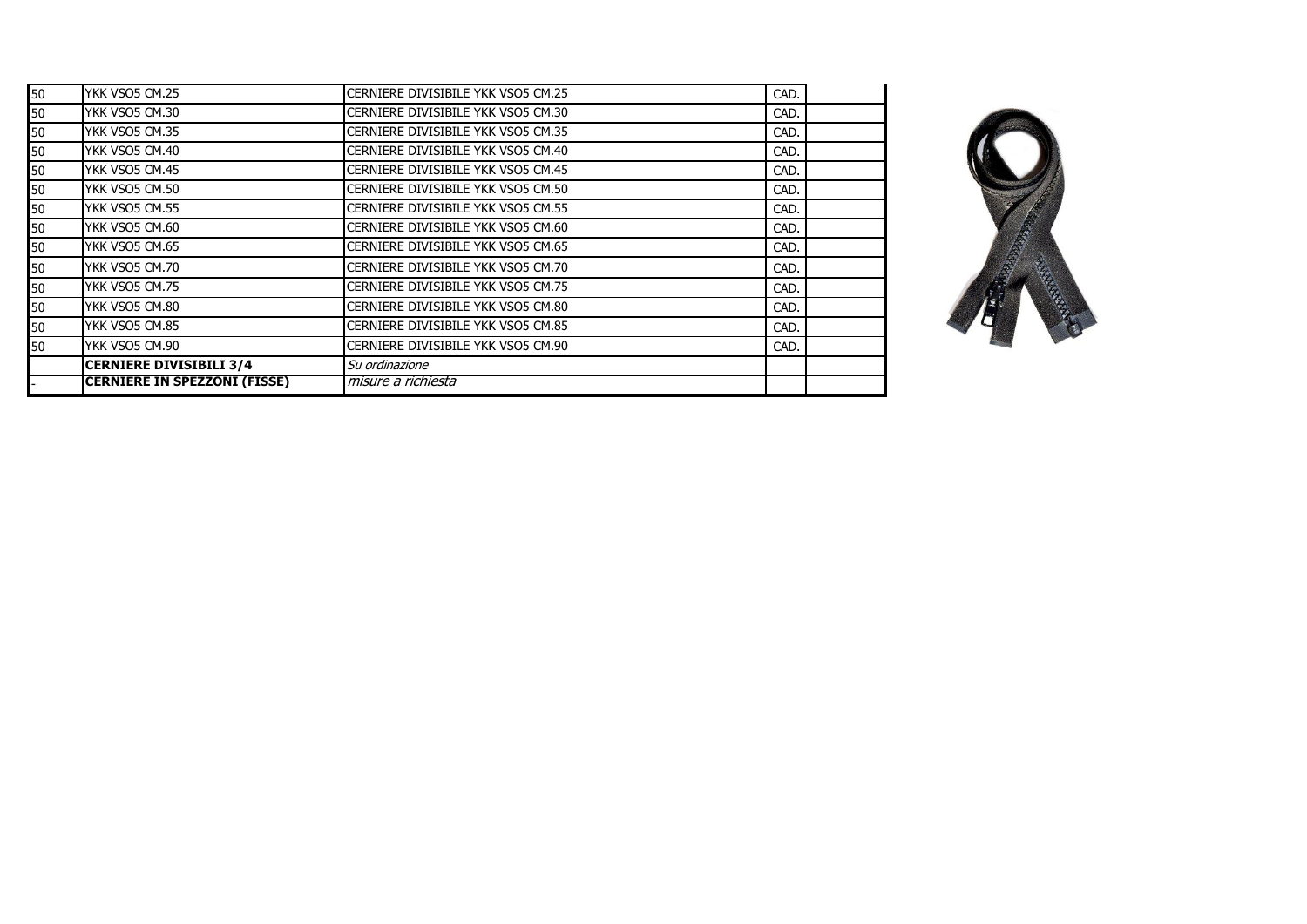| | | | | |
|---|---|---|---|---|
| 50 | YKK VSO5 CM.25 | CERNIERE DIVISIBILE YKK VSO5 CM.25 | CAD. | |
| 50 | YKK VSO5 CM.30 | CERNIERE DIVISIBILE YKK VSO5 CM.30 | CAD. | |
| 50 | YKK VSO5 CM.35 | CERNIERE DIVISIBILE YKK VSO5 CM.35 | CAD. | |
| 50 | YKK VSO5 CM.40 | CERNIERE DIVISIBILE YKK VSO5 CM.40 | CAD. | |
| 50 | YKK VSO5 CM.45 | CERNIERE DIVISIBILE YKK VSO5 CM.45 | CAD. | |
| 50 | YKK VSO5 CM.50 | CERNIERE DIVISIBILE YKK VSO5 CM.50 | CAD. | |
| 50 | YKK VSO5 CM.55 | CERNIERE DIVISIBILE YKK VSO5 CM.55 | CAD. | |
| 50 | YKK VSO5 CM.60 | CERNIERE DIVISIBILE YKK VSO5 CM.60 | CAD. | |
| 50 | YKK VSO5 CM.65 | CERNIERE DIVISIBILE YKK VSO5 CM.65 | CAD. | |
| 50 | YKK VSO5 CM.70 | CERNIERE DIVISIBILE YKK VSO5 CM.70 | CAD. | |
| 50 | YKK VSO5 CM.75 | CERNIERE DIVISIBILE YKK VSO5 CM.75 | CAD. | |
| 50 | YKK VSO5 CM.80 | CERNIERE DIVISIBILE YKK VSO5 CM.80 | CAD. | |
| 50 | YKK VSO5 CM.85 | CERNIERE DIVISIBILE YKK VSO5 CM.85 | CAD. | |
| 50 | YKK VSO5 CM.90 | CERNIERE DIVISIBILE YKK VSO5 CM.90 | CAD. | |
| | **CERNIERE DIVISIBILI 3/4** | *Su ordinazione* | | |
| - | **CERNIERE IN SPEZZONI (FISSE)** | *misure a richiesta* | | |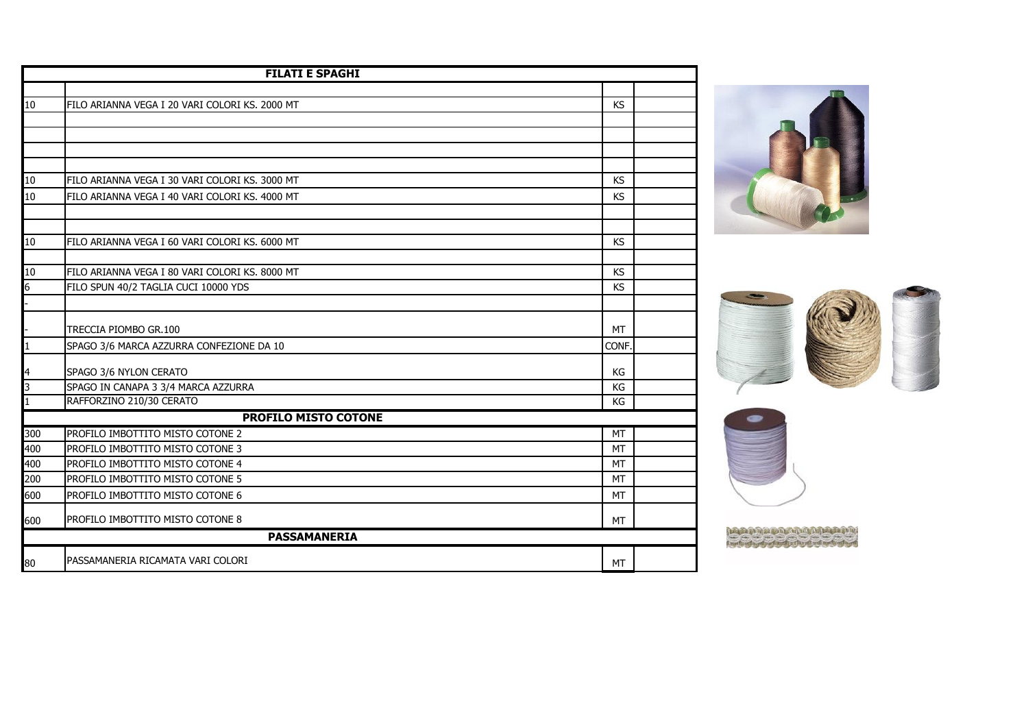| FILATI E SPAGHI | | | |
|---|---|---|---|
| | | | |
| 10 | FILO ARIANNA VEGA I 20 VARI COLORI KS. 2000 MT | KS | |
| | | | |
| | | | |
| | | | |
| | | | |
| 10 | FILO ARIANNA VEGA I 30 VARI COLORI KS. 3000 MT | KS | |
| 10 | FILO ARIANNA VEGA I 40 VARI COLORI KS. 4000 MT | KS | |
| | | | |
| | | | |
| 10 | FILO ARIANNA VEGA I 60 VARI COLORI KS. 6000 MT | KS | |
| | | | |
| 10 | FILO ARIANNA VEGA I 80 VARI COLORI KS. 8000 MT | KS | |
| 6 | FILO SPUN 40/2 TAGLIA CUCI 10000 YDS | KS | |
| - | | | |
| - | TRECCIA PIOMBO GR.100 | MT | |
| 1 | SPAGO 3/6 MARCA AZZURRA CONFEZIONE DA 10 | CONF. | |
| 4 | SPAGO 3/6 NYLON CERATO | KG | |
| 3 | SPAGO IN CANAPA 3 3/4 MARCA AZZURRA | KG | |
| 1 | RAFFORZINO 210/30 CERATO | KG | |
| **PROFILO MISTO COTONE** | | | |
| 300 | PROFILO IMBOTTITO MISTO COTONE 2 | MT | |
| 400 | PROFILO IMBOTTITO MISTO COTONE 3 | MT | |
| 400 | PROFILO IMBOTTITO MISTO COTONE 4 | MT | |
| 200 | PROFILO IMBOTTITO MISTO COTONE 5 | MT | |
| 600 | PROFILO IMBOTTITO MISTO COTONE 6 | MT | |
| 600 | PROFILO IMBOTTITO MISTO COTONE 8 | MT | |
| **PASSAMANERIA** | | | |
| 80 | PASSAMANERIA RICAMATA VARI COLORI | MT | |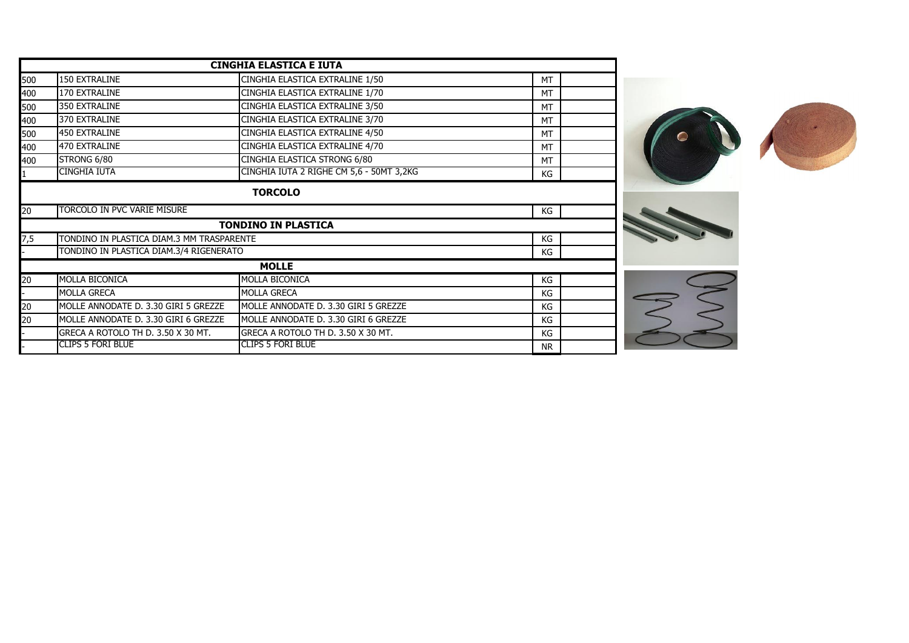| CINGHIA ELASTICA E IUTA | | | | |
|---|---|---|---|---|
| 500 | 150 EXTRALINE | CINGHIA ELASTICA EXTRALINE 1/50 | MT | |
| 400 | 170 EXTRALINE | CINGHIA ELASTICA EXTRALINE 1/70 | MT | |
| 500 | 350 EXTRALINE | CINGHIA ELASTICA EXTRALINE 3/50 | MT | |
| 400 | 370 EXTRALINE | CINGHIA ELASTICA EXTRALINE 3/70 | MT | |
| 500 | 450 EXTRALINE | CINGHIA ELASTICA EXTRALINE 4/50 | MT | |
| 400 | 470 EXTRALINE | CINGHIA ELASTICA EXTRALINE 4/70 | MT | |
| 400 | STRONG 6/80 | CINGHIA ELASTICA STRONG 6/80 | MT | |
| 1 | CINGHIA IUTA | CINGHIA IUTA 2 RIGHE CM 5,6 - 50MT 3,2KG | KG | |
| **TORCOLO** | | | | |
| 20 | TORCOLO IN PVC VARIE MISURE | | KG | |
| **TONDINO IN PLASTICA** | | | | |
| 7,5 | TONDINO IN PLASTICA DIAM.3 MM TRASPARENTE | | KG | |
| - | TONDINO IN PLASTICA DIAM.3/4 RIGENERATO | | KG | |
| **MOLLE** | | | | |
| 20 | MOLLA BICONICA | MOLLA BICONICA | KG | |
| - | MOLLA GRECA | MOLLA GRECA | KG | |
| 20 | MOLLE ANNODATE D. 3.30 GIRI 5 GREZZE | MOLLE ANNODATE D. 3.30 GIRI 5 GREZZE | KG | |
| 20 | MOLLE ANNODATE D. 3.30 GIRI 6 GREZZE | MOLLE ANNODATE D. 3.30 GIRI 6 GREZZE | KG | |
| - | GRECA A ROTOLO TH D. 3.50 X 30 MT. | GRECA A ROTOLO TH D. 3.50 X 30 MT. | KG | |
| - | CLIPS 5 FORI BLUE | CLIPS 5 FORI BLUE | NR | |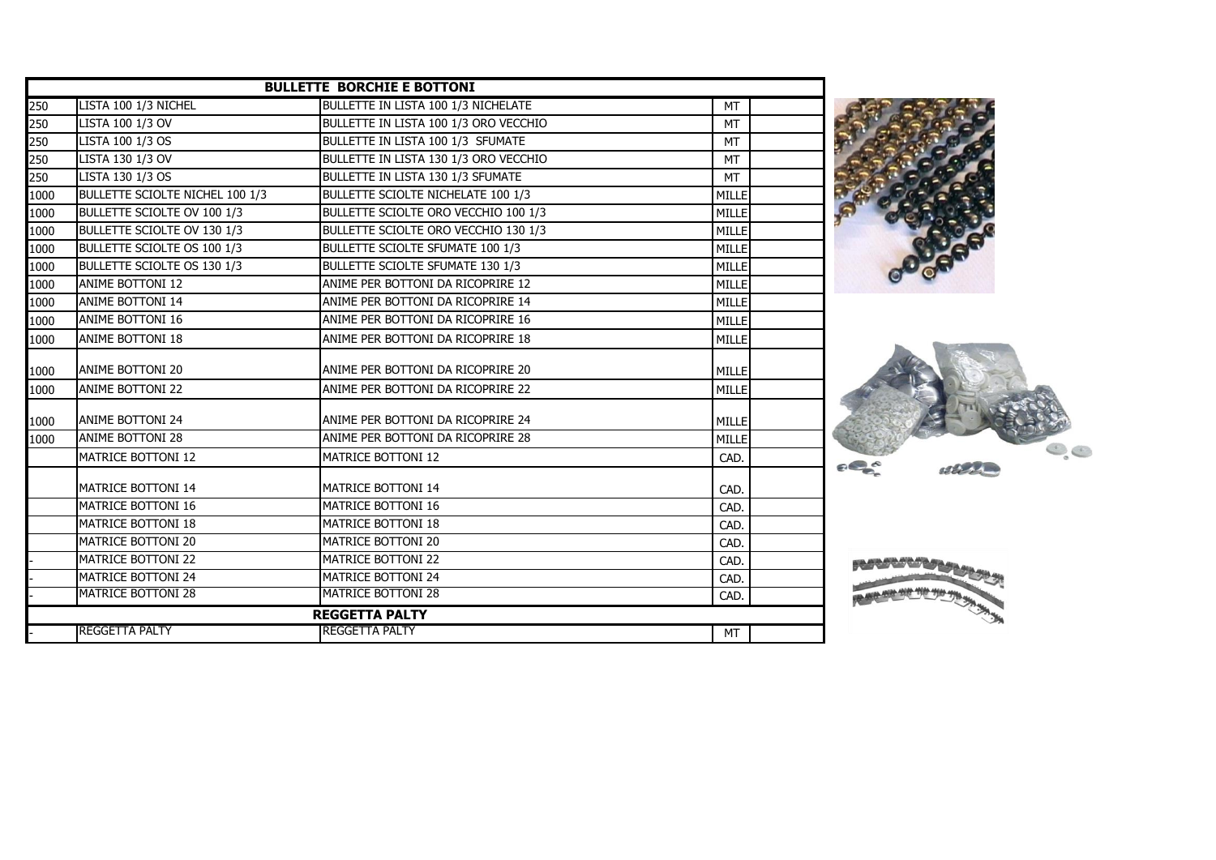| BULLETTE BORCHIE E BOTTONI | | | | |
|---|---|---|---|---|
| 250 | LISTA 100 1/3 NICHEL | BULLETTE IN LISTA 100 1/3 NICHELATE | MT | |
| 250 | LISTA 100 1/3 OV | BULLETTE IN LISTA 100 1/3 ORO VECCHIO | MT | |
| 250 | LISTA 100 1/3 OS | BULLETTE IN LISTA 100 1/3 SFUMATE | MT | |
| 250 | LISTA 130 1/3 OV | BULLETTE IN LISTA 130 1/3 ORO VECCHIO | MT | |
| 250 | LISTA 130 1/3 OS | BULLETTE IN LISTA 130 1/3 SFUMATE | MT | |
| 1000 | BULLETTE SCIOLTE NICHEL 100 1/3 | BULLETTE SCIOLTE NICHELATE 100 1/3 | MILLE | |
| 1000 | BULLETTE SCIOLTE OV 100 1/3 | BULLETTE SCIOLTE ORO VECCHIO 100 1/3 | MILLE | |
| 1000 | BULLETTE SCIOLTE OV 130 1/3 | BULLETTE SCIOLTE ORO VECCHIO 130 1/3 | MILLE | |
| 1000 | BULLETTE SCIOLTE OS 100 1/3 | BULLETTE SCIOLTE SFUMATE 100 1/3 | MILLE | |
| 1000 | BULLETTE SCIOLTE OS 130 1/3 | BULLETTE SCIOLTE SFUMATE 130 1/3 | MILLE | |
| 1000 | ANIME BOTTONI 12 | ANIME PER BOTTONI DA RICOPRIRE 12 | MILLE | |
| 1000 | ANIME BOTTONI 14 | ANIME PER BOTTONI DA RICOPRIRE 14 | MILLE | |
| 1000 | ANIME BOTTONI 16 | ANIME PER BOTTONI DA RICOPRIRE 16 | MILLE | |
| 1000 | ANIME BOTTONI 18 | ANIME PER BOTTONI DA RICOPRIRE 18 | MILLE | |
| 1000 | ANIME BOTTONI 20 | ANIME PER BOTTONI DA RICOPRIRE 20 | MILLE | |
| 1000 | ANIME BOTTONI 22 | ANIME PER BOTTONI DA RICOPRIRE 22 | MILLE | |
| 1000 | ANIME BOTTONI 24 | ANIME PER BOTTONI DA RICOPRIRE 24 | MILLE | |
| 1000 | ANIME BOTTONI 28 | ANIME PER BOTTONI DA RICOPRIRE 28 | MILLE | |
| | MATRICE BOTTONI 12 | MATRICE BOTTONI 12 | CAD. | |
| | MATRICE BOTTONI 14 | MATRICE BOTTONI 14 | CAD. | |
| | MATRICE BOTTONI 16 | MATRICE BOTTONI 16 | CAD. | |
| | MATRICE BOTTONI 18 | MATRICE BOTTONI 18 | CAD. | |
| | MATRICE BOTTONI 20 | MATRICE BOTTONI 20 | CAD. | |
| - | MATRICE BOTTONI 22 | MATRICE BOTTONI 22 | CAD. | |
| - | MATRICE BOTTONI 24 | MATRICE BOTTONI 24 | CAD. | |
| - | MATRICE BOTTONI 28 | MATRICE BOTTONI 28 | CAD. | |
| **REGGETTA PALTY** | | | | |
| - | REGGETTA PALTY | REGGETTA PALTY | MT | |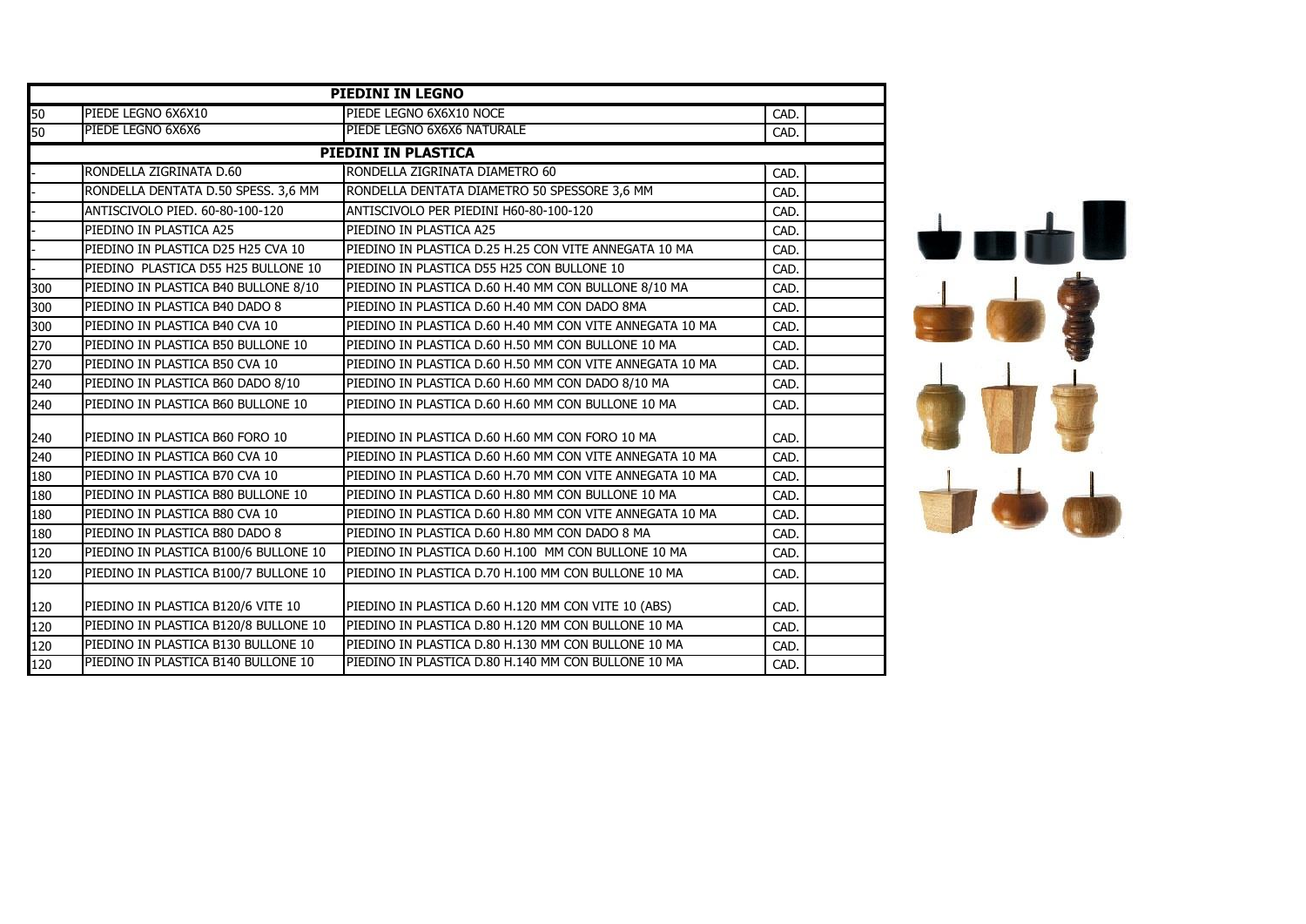| PIEDINI IN LEGNO | | | | |
|---|---|---|---|---|
| 50 | PIEDE LEGNO 6X6X10 | PIEDE LEGNO 6X6X10 NOCE | CAD. | |
| 50 | PIEDE LEGNO 6X6X6 | PIEDE LEGNO 6X6X6 NATURALE | CAD. | |
| **PIEDINI IN PLASTICA** | | | | |
| - | RONDELLA ZIGRINATA D.60 | RONDELLA ZIGRINATA DIAMETRO 60 | CAD. | |
| - | RONDELLA DENTATA D.50 SPESS. 3,6 MM | RONDELLA DENTATA DIAMETRO 50 SPESSORE 3,6 MM | CAD. | |
| - | ANTISCIVOLO PIED. 60-80-100-120 | ANTISCIVOLO PER PIEDINI H60-80-100-120 | CAD. | |
| - | PIEDINO IN PLASTICA A25 | PIEDINO IN PLASTICA A25 | CAD. | |
| - | PIEDINO IN PLASTICA D25 H25 CVA 10 | PIEDINO IN PLASTICA D.25 H.25 CON VITE ANNEGATA 10 MA | CAD. | |
| - | PIEDINO PLASTICA D55 H25 BULLONE 10 | PIEDINO IN PLASTICA D55 H25 CON BULLONE 10 | CAD. | |
| 300 | PIEDINO IN PLASTICA B40 BULLONE 8/10 | PIEDINO IN PLASTICA D.60 H.40 MM CON BULLONE 8/10 MA | CAD. | |
| 300 | PIEDINO IN PLASTICA B40 DADO 8 | PIEDINO IN PLASTICA D.60 H.40 MM CON DADO 8MA | CAD. | |
| 300 | PIEDINO IN PLASTICA B40 CVA 10 | PIEDINO IN PLASTICA D.60 H.40 MM CON VITE ANNEGATA 10 MA | CAD. | |
| 270 | PIEDINO IN PLASTICA B50 BULLONE 10 | PIEDINO IN PLASTICA D.60 H.50 MM CON BULLONE 10 MA | CAD. | |
| 270 | PIEDINO IN PLASTICA B50 CVA 10 | PIEDINO IN PLASTICA D.60 H.50 MM CON VITE ANNEGATA 10 MA | CAD. | |
| 240 | PIEDINO IN PLASTICA B60 DADO 8/10 | PIEDINO IN PLASTICA D.60 H.60 MM CON DADO 8/10 MA | CAD. | |
| 240 | PIEDINO IN PLASTICA B60 BULLONE 10 | PIEDINO IN PLASTICA D.60 H.60 MM CON BULLONE 10 MA | CAD. | |
| 240 | PIEDINO IN PLASTICA B60 FORO 10 | PIEDINO IN PLASTICA D.60 H.60 MM CON FORO 10 MA | CAD. | |
| 240 | PIEDINO IN PLASTICA B60 CVA 10 | PIEDINO IN PLASTICA D.60 H.60 MM CON VITE ANNEGATA 10 MA | CAD. | |
| 180 | PIEDINO IN PLASTICA B70 CVA 10 | PIEDINO IN PLASTICA D.60 H.70 MM CON VITE ANNEGATA 10 MA | CAD. | |
| 180 | PIEDINO IN PLASTICA B80 BULLONE 10 | PIEDINO IN PLASTICA D.60 H.80 MM CON BULLONE 10 MA | CAD. | |
| 180 | PIEDINO IN PLASTICA B80 CVA 10 | PIEDINO IN PLASTICA D.60 H.80 MM CON VITE ANNEGATA 10 MA | CAD. | |
| 180 | PIEDINO IN PLASTICA B80 DADO 8 | PIEDINO IN PLASTICA D.60 H.80 MM CON DADO 8 MA | CAD. | |
| 120 | PIEDINO IN PLASTICA B100/6 BULLONE 10 | PIEDINO IN PLASTICA D.60 H.100 MM CON BULLONE 10 MA | CAD. | |
| 120 | PIEDINO IN PLASTICA B100/7 BULLONE 10 | PIEDINO IN PLASTICA D.70 H.100 MM CON BULLONE 10 MA | CAD. | |
| 120 | PIEDINO IN PLASTICA B120/6 VITE 10 | PIEDINO IN PLASTICA D.60 H.120 MM CON VITE 10 (ABS) | CAD. | |
| 120 | PIEDINO IN PLASTICA B120/8 BULLONE 10 | PIEDINO IN PLASTICA D.80 H.120 MM CON BULLONE 10 MA | CAD. | |
| 120 | PIEDINO IN PLASTICA B130 BULLONE 10 | PIEDINO IN PLASTICA D.80 H.130 MM CON BULLONE 10 MA | CAD. | |
| 120 | PIEDINO IN PLASTICA B140 BULLONE 10 | PIEDINO IN PLASTICA D.80 H.140 MM CON BULLONE 10 MA | CAD. | |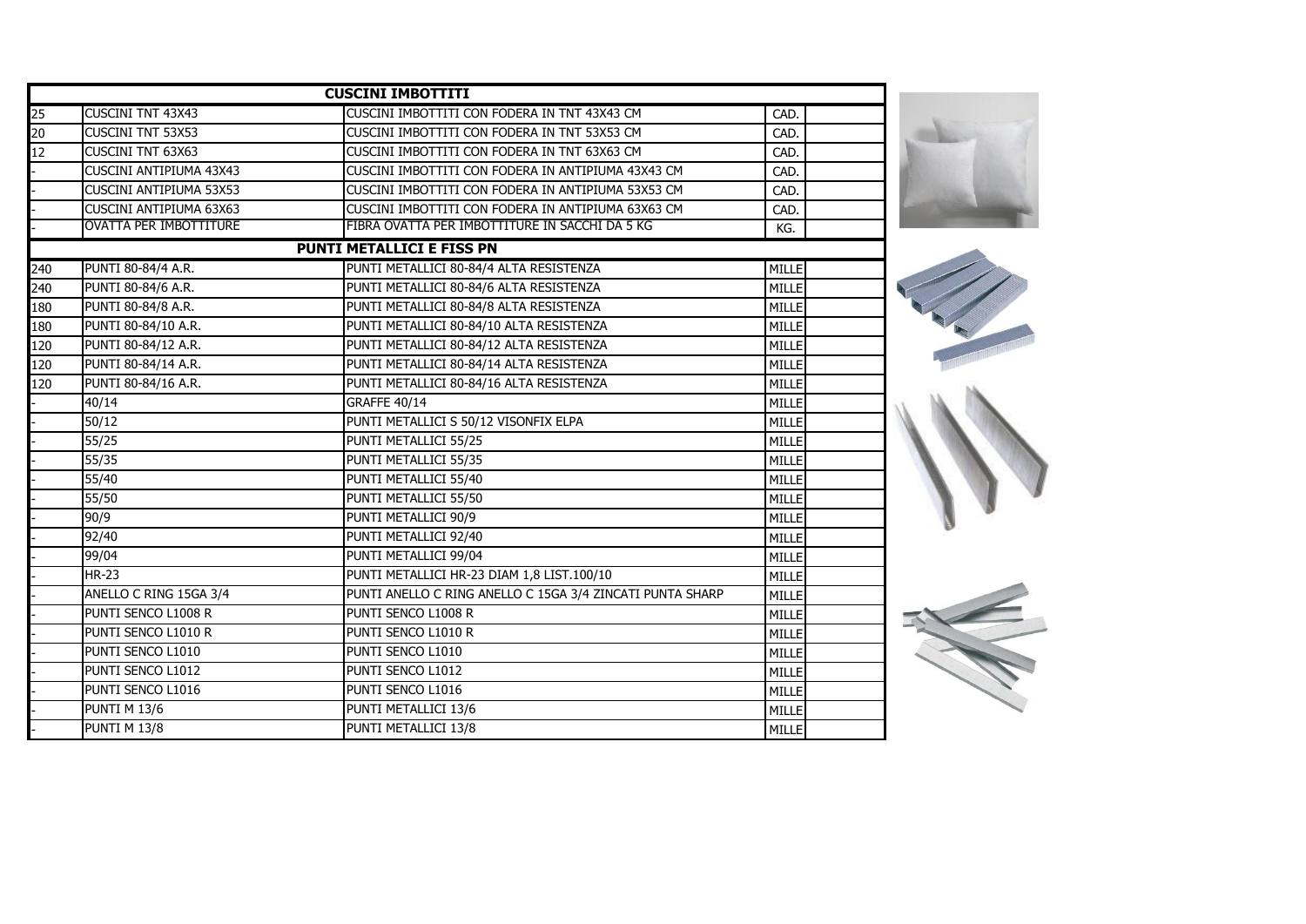| CUSCINI IMBOTTITI | | | | |
|---|---|---|---|---|
| 25 | CUSCINI TNT 43X43 | CUSCINI IMBOTTITI CON FODERA IN TNT 43X43 CM | CAD. | |
| 20 | CUSCINI TNT 53X53 | CUSCINI IMBOTTITI CON FODERA IN TNT 53X53 CM | CAD. | |
| 12 | CUSCINI TNT 63X63 | CUSCINI IMBOTTITI CON FODERA IN TNT 63X63 CM | CAD. | |
| - | CUSCINI ANTIPIUMA 43X43 | CUSCINI IMBOTTITI CON FODERA IN ANTIPIUMA 43X43 CM | CAD. | |
| - | CUSCINI ANTIPIUMA 53X53 | CUSCINI IMBOTTITI CON FODERA IN ANTIPIUMA 53X53 CM | CAD. | |
| - | CUSCINI ANTIPIUMA 63X63 | CUSCINI IMBOTTITI CON FODERA IN ANTIPIUMA 63X63 CM | CAD. | |
| - | OVATTA PER IMBOTTITURE | FIBRA OVATTA PER IMBOTTITURE IN SACCHI DA 5 KG | KG. | |
| **PUNTI METALLICI E FISS PN** | | | | |
| 240 | PUNTI 80-84/4 A.R. | PUNTI METALLICI 80-84/4 ALTA RESISTENZA | MILLE | |
| 240 | PUNTI 80-84/6 A.R. | PUNTI METALLICI 80-84/6 ALTA RESISTENZA | MILLE | |
| 180 | PUNTI 80-84/8 A.R. | PUNTI METALLICI 80-84/8 ALTA RESISTENZA | MILLE | |
| 180 | PUNTI 80-84/10 A.R. | PUNTI METALLICI 80-84/10 ALTA RESISTENZA | MILLE | |
| 120 | PUNTI 80-84/12 A.R. | PUNTI METALLICI 80-84/12 ALTA RESISTENZA | MILLE | |
| 120 | PUNTI 80-84/14 A.R. | PUNTI METALLICI 80-84/14 ALTA RESISTENZA | MILLE | |
| 120 | PUNTI 80-84/16 A.R. | PUNTI METALLICI 80-84/16 ALTA RESISTENZA | MILLE | |
| - | 40/14 | GRAFFE 40/14 | MILLE | |
| - | 50/12 | PUNTI METALLICI S 50/12 VISONFIX ELPA | MILLE | |
| - | 55/25 | PUNTI METALLICI 55/25 | MILLE | |
| - | 55/35 | PUNTI METALLICI 55/35 | MILLE | |
| - | 55/40 | PUNTI METALLICI 55/40 | MILLE | |
| - | 55/50 | PUNTI METALLICI 55/50 | MILLE | |
| - | 90/9 | PUNTI METALLICI 90/9 | MILLE | |
| - | 92/40 | PUNTI METALLICI 92/40 | MILLE | |
| - | 99/04 | PUNTI METALLICI 99/04 | MILLE | |
| - | HR-23 | PUNTI METALLICI HR-23 DIAM 1,8 LIST.100/10 | MILLE | |
| - | ANELLO C RING 15GA 3/4 | PUNTI ANELLO C RING ANELLO C 15GA 3/4 ZINCATI PUNTA SHARP | MILLE | |
| - | PUNTI SENCO L1008 R | PUNTI SENCO L1008 R | MILLE | |
| - | PUNTI SENCO L1010 R | PUNTI SENCO L1010 R | MILLE | |
| - | PUNTI SENCO L1010 | PUNTI SENCO L1010 | MILLE | |
| - | PUNTI SENCO L1012 | PUNTI SENCO L1012 | MILLE | |
| - | PUNTI SENCO L1016 | PUNTI SENCO L1016 | MILLE | |
| - | PUNTI M 13/6 | PUNTI METALLICI 13/6 | MILLE | |
| - | PUNTI M 13/8 | PUNTI METALLICI 13/8 | MILLE | |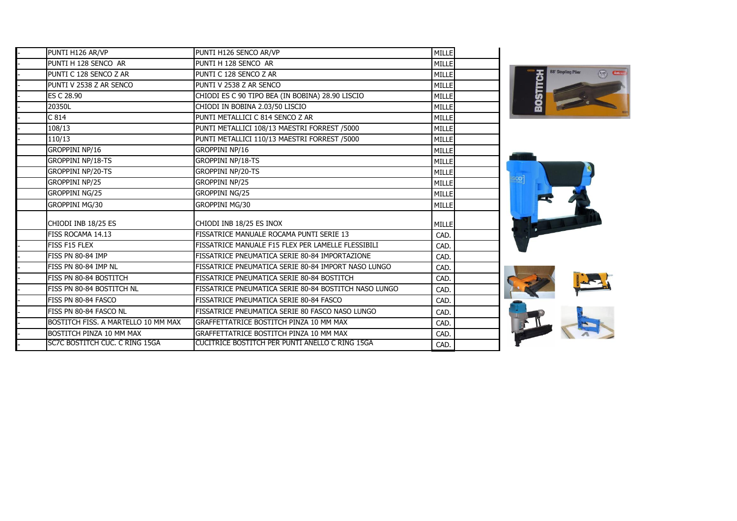| | | | | |
|---|---|---|---|---|
| - | PUNTI H126 AR/VP | PUNTI H126 SENCO AR/VP | MILLE | |
| - | PUNTI H 128 SENCO AR | PUNTI H 128 SENCO AR | MILLE | |
| - | PUNTI C 128 SENCO Z AR | PUNTI C 128 SENCO Z AR | MILLE | |
| - | PUNTI V 2538 Z AR SENCO | PUNTI V 2538 Z AR SENCO | MILLE | |
| - | ES C 28.90 | CHIODI ES C 90 TIPO BEA (IN BOBINA) 28.90 LISCIO | MILLE | |
| - | 20350L | CHIODI IN BOBINA 2.03/50 LISCIO | MILLE | |
| - | C 814 | PUNTI METALLICI C 814 SENCO Z AR | MILLE | |
| - | 108/13 | PUNTI METALLICI 108/13 MAESTRI FORREST /5000 | MILLE | |
| - | 110/13 | PUNTI METALLICI 110/13 MAESTRI FORREST /5000 | MILLE | |
| | GROPPINI NP/16 | GROPPINI NP/16 | MILLE | |
| | GROPPINI NP/18-TS | GROPPINI NP/18-TS | MILLE | |
| | GROPPINI NP/20-TS | GROPPINI NP/20-TS | MILLE | |
| | GROPPINI NP/25 | GROPPINI NP/25 | MILLE | |
| | GROPPINI NG/25 | GROPPINI NG/25 | MILLE | |
| | GROPPINI MG/30 | GROPPINI MG/30 | MILLE | |
| | CHIODI INB 18/25 ES | CHIODI INB 18/25 ES INOX | MILLE | |
| | FISS ROCAMA 14.13 | FISSATRICE MANUALE ROCAMA PUNTI SERIE 13 | CAD. | |
| - | FISS F15 FLEX | FISSATRICE MANUALE F15 FLEX PER LAMELLE FLESSIBILI | CAD. | |
| - | FISS PN 80-84 IMP | FISSATRICE PNEUMATICA SERIE 80-84 IMPORTAZIONE | CAD. | |
| - | FISS PN 80-84 IMP NL | FISSATRICE PNEUMATICA SERIE 80-84 IMPORT NASO LUNGO | CAD. | |
| - | FISS PN 80-84 BOSTITCH | FISSATRICE PNEUMATICA SERIE 80-84 BOSTITCH | CAD. | |
| - | FISS PN 80-84 BOSTITCH NL | FISSATRICE PNEUMATICA SERIE 80-84 BOSTITCH NASO LUNGO | CAD. | |
| - | FISS PN 80-84 FASCO | FISSATRICE PNEUMATICA SERIE 80-84 FASCO | CAD. | |
| - | FISS PN 80-84 FASCO NL | FISSATRICE PNEUMATICA SERIE 80 FASCO NASO LUNGO | CAD. | |
| - | BOSTITCH FISS. A MARTELLO 10 MM MAX | GRAFFETTATRICE BOSTITCH PINZA 10 MM MAX | CAD. | |
| - | BOSTITCH PINZA 10 MM MAX | GRAFFETTATRICE BOSTITCH PINZA 10 MM MAX | CAD. | |
| - | SC7C BOSTITCH CUC. C RING 15GA | CUCITRICE BOSTITCH PER PUNTI ANELLO C RING 15GA | CAD. | |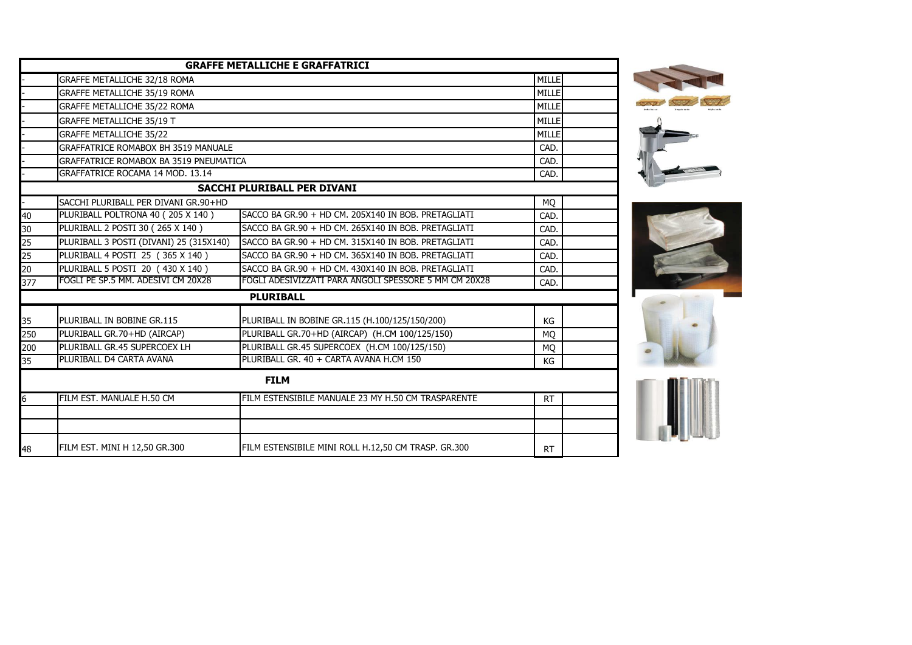| | | | | |
|---|---|---|---|---|
| **GRAFFE METALLICHE E GRAFFATRICI** | | | | |
| - | GRAFFE METALLICHE 32/18 ROMA | | MILLE | |
| - | GRAFFE METALLICHE 35/19 ROMA | | MILLE | |
| - | GRAFFE METALLICHE 35/22 ROMA | | MILLE | |
| - | GRAFFE METALLICHE 35/19 T | | MILLE | |
| - | GRAFFE METALLICHE 35/22 | | MILLE | |
| - | GRAFFATRICE ROMABOX BH 3519 MANUALE | | CAD. | |
| - | GRAFFATRICE ROMABOX BA 3519 PNEUMATICA | | CAD. | |
| - | GRAFFATRICE ROCAMA 14 MOD. 13.14 | | CAD. | |
| **SACCHI PLURIBALL PER DIVANI** | | | | |
| - | SACCHI PLURIBALL PER DIVANI GR.90+HD | | MQ | |
| 40 | PLURIBALL POLTRONA 40 ( 205 X 140 ) | SACCO BA GR.90 + HD CM. 205X140 IN BOB. PRETAGLIATI | CAD. | |
| 30 | PLURIBALL 2 POSTI 30 ( 265 X 140 ) | SACCO BA GR.90 + HD CM. 265X140 IN BOB. PRETAGLIATI | CAD. | |
| 25 | PLURIBALL 3 POSTI (DIVANI) 25 (315X140) | SACCO BA GR.90 + HD CM. 315X140 IN BOB. PRETAGLIATI | CAD. | |
| 25 | PLURIBALL 4 POSTI 25 ( 365 X 140 ) | SACCO BA GR.90 + HD CM. 365X140 IN BOB. PRETAGLIATI | CAD. | |
| 20 | PLURIBALL 5 POSTI 20 ( 430 X 140 ) | SACCO BA GR.90 + HD CM. 430X140 IN BOB. PRETAGLIATI | CAD. | |
| 377 | FOGLI PE SP.5 MM. ADESIVI CM 20X28 | FOGLI ADESIVIZZATI PARA ANGOLI SPESSORE 5 MM CM 20X28 | CAD. | |
| **PLURIBALL** | | | | |
| 35 | PLURIBALL IN BOBINE GR.115 | PLURIBALL IN BOBINE GR.115 (H.100/125/150/200) | KG | |
| 250 | PLURIBALL GR.70+HD (AIRCAP) | PLURIBALL GR.70+HD (AIRCAP) (H.CM 100/125/150) | MQ | |
| 200 | PLURIBALL GR.45 SUPERCOEX LH | PLURIBALL GR.45 SUPERCOEX (H.CM 100/125/150) | MQ | |
| 35 | PLURIBALL D4 CARTA AVANA | PLURIBALL GR. 40 + CARTA AVANA H.CM 150 | KG | |
| **FILM** | | | | |
| 6 | FILM EST. MANUALE H.50 CM | FILM ESTENSIBILE MANUALE 23 MY H.50 CM TRASPARENTE | RT | |
| | | | | |
| | | | | |
| 48 | FILM EST. MINI H 12,50 GR.300 | FILM ESTENSIBILE MINI ROLL H.12,50 CM TRASP. GR.300 | RT | |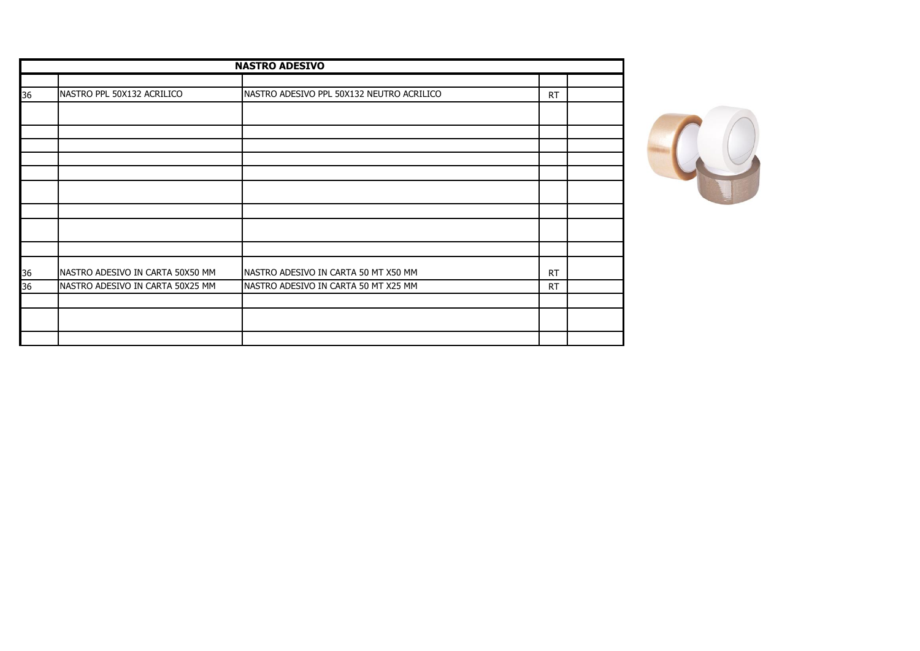| NASTRO ADESIVO | | | | |
|---|---|---|---|---|
| | | | | |
| 36 | NASTRO PPL 50X132 ACRILICO | NASTRO ADESIVO PPL 50X132 NEUTRO ACRILICO | RT | |
| | | | | |
| | | | | |
| | | | | |
| | | | | |
| | | | | |
| | | | | |
| | | | | |
| | | | | |
| | | | | |
| 36 | NASTRO ADESIVO IN CARTA 50X50 MM | NASTRO ADESIVO IN CARTA 50 MT X50 MM | RT | |
| 36 | NASTRO ADESIVO IN CARTA 50X25 MM | NASTRO ADESIVO IN CARTA 50 MT X25 MM | RT | |
| | | | | |
| | | | | |
| | | | | |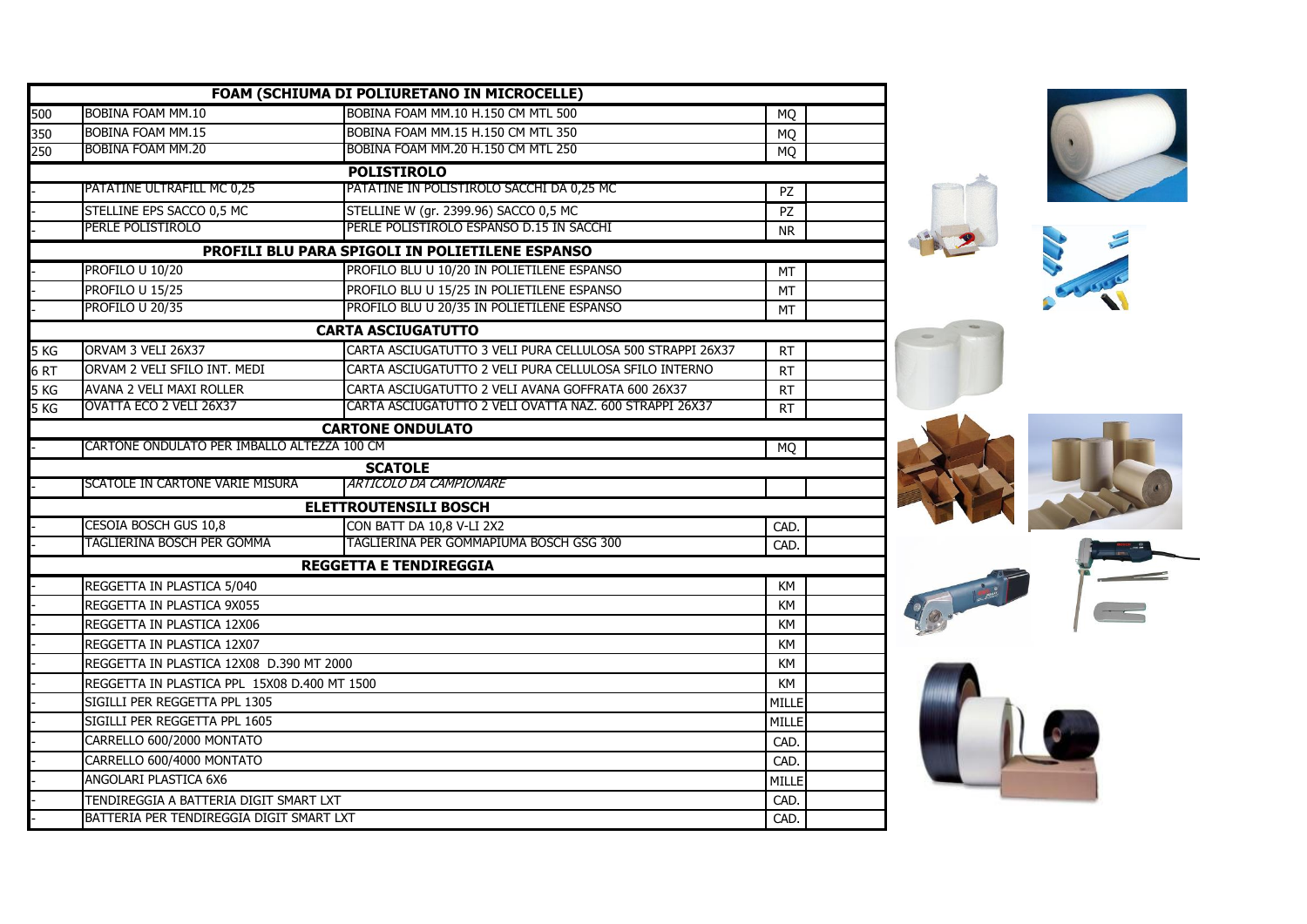| | | | | |
|---|---|---|---|---|
| **FOAM (SCHIUMA DI POLIURETANO IN MICROCELLE)** | | | | |
| 500 | BOBINA FOAM MM.10 | BOBINA FOAM MM.10 H.150 CM MTL 500 | MQ | |
| 350 | BOBINA FOAM MM.15 | BOBINA FOAM MM.15 H.150 CM MTL 350 | MQ | |
| 250 | BOBINA FOAM MM.20 | BOBINA FOAM MM.20 H.150 CM MTL 250 | MQ | |
| **POLISTIROLO** | | | | |
| - | PATATINE ULTRAFILL MC 0,25 | PATATINE IN POLISTIROLO SACCHI DA 0,25 MC | PZ | |
| - | STELLINE EPS SACCO 0,5 MC | STELLINE W (gr. 2399.96) SACCO 0,5 MC | PZ | |
| - | PERLE POLISTIROLO | PERLE POLISTIROLO ESPANSO D.15 IN SACCHI | NR | |
| **PROFILI BLU PARA SPIGOLI IN POLIETILENE ESPANSO** | | | | |
| - | PROFILO U 10/20 | PROFILO BLU U 10/20 IN POLIETILENE ESPANSO | MT | |
| - | PROFILO U 15/25 | PROFILO BLU U 15/25 IN POLIETILENE ESPANSO | MT | |
| - | PROFILO U 20/35 | PROFILO BLU U 20/35 IN POLIETILENE ESPANSO | MT | |
| **CARTA ASCIUGATUTTO** | | | | |
| 5 KG | ORVAM 3 VELI 26X37 | CARTA ASCIUGATUTTO 3 VELI PURA CELLULOSA 500 STRAPPI 26X37 | RT | |
| 6 RT | ORVAM 2 VELI SFILO INT. MEDI | CARTA ASCIUGATUTTO 2 VELI PURA CELLULOSA SFILO INTERNO | RT | |
| 5 KG | AVANA 2 VELI MAXI ROLLER | CARTA ASCIUGATUTTO 2 VELI AVANA GOFFRATA 600 26X37 | RT | |
| 5 KG | OVATTA ECO 2 VELI 26X37 | CARTA ASCIUGATUTTO 2 VELI OVATTA NAZ. 600 STRAPPI 26X37 | RT | |
| **CARTONE ONDULATO** | | | | |
| - | CARTONE ONDULATO PER IMBALLO ALTEZZA 100 CM | | MQ | |
| **SCATOLE** | | | | |
| - | SCATOLE IN CARTONE VARIE MISURA | *ARTICOLO DA CAMPIONARE* | | |
| **ELETTROUTENSILI BOSCH** | | | | |
| - | CESOIA BOSCH GUS 10,8 | CON BATT DA 10,8 V-LI 2X2 | CAD. | |
| - | TAGLIERINA BOSCH PER GOMMA | TAGLIERINA PER GOMMAPIUMA BOSCH GSG 300 | CAD. | |
| **REGGETTA E TENDIREGGIA** | | | | |
| - | REGGETTA IN PLASTICA 5/040 | | KM | |
| - | REGGETTA IN PLASTICA 9X055 | | KM | |
| - | REGGETTA IN PLASTICA 12X06 | | KM | |
| - | REGGETTA IN PLASTICA 12X07 | | KM | |
| - | REGGETTA IN PLASTICA 12X08 D.390 MT 2000 | | KM | |
| - | REGGETTA IN PLASTICA PPL 15X08 D.400 MT 1500 | | KM | |
| - | SIGILLI PER REGGETTA PPL 1305 | | MILLE | |
| - | SIGILLI PER REGGETTA PPL 1605 | | MILLE | |
| - | CARRELLO 600/2000 MONTATO | | CAD. | |
| - | CARRELLO 600/4000 MONTATO | | CAD. | |
| - | ANGOLARI PLASTICA 6X6 | | MILLE | |
| - | TENDIREGGIA A BATTERIA DIGIT SMART LXT | | CAD. | |
| - | BATTERIA PER TENDIREGGIA DIGIT SMART LXT | | CAD. | |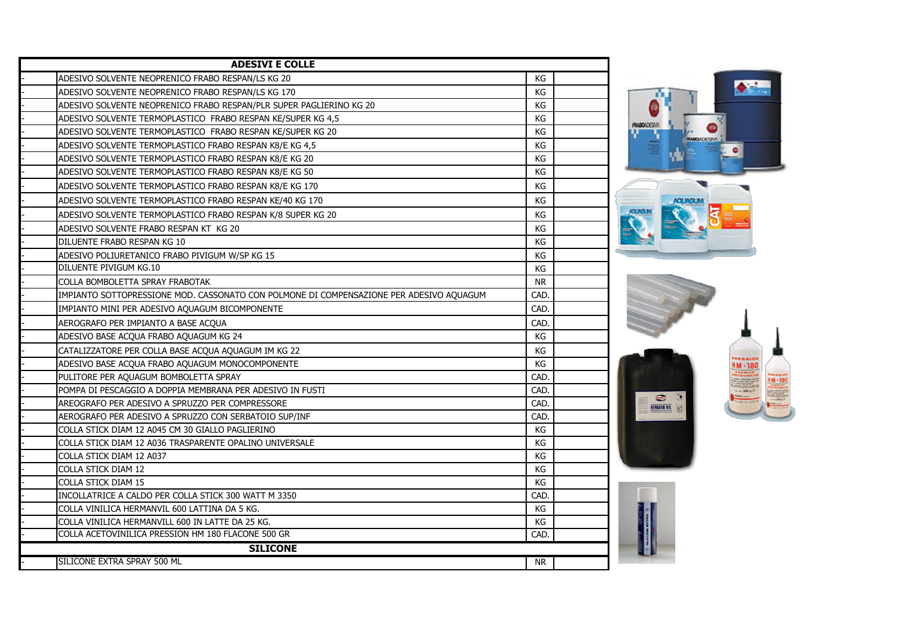| | ADESIVI E COLLE | | |
|---|---|---|---|
| - | ADESIVO SOLVENTE NEOPRENICO FRABO RESPAN/LS KG 20 | KG | |
| - | ADESIVO SOLVENTE NEOPRENICO FRABO RESPAN/LS KG 170 | KG | |
| - | ADESIVO SOLVENTE NEOPRENICO FRABO RESPAN/PLR SUPER PAGLIERINO KG 20 | KG | |
| - | ADESIVO SOLVENTE TERMOPLASTICO FRABO RESPAN KE/SUPER KG 4,5 | KG | |
| - | ADESIVO SOLVENTE TERMOPLASTICO FRABO RESPAN KE/SUPER KG 20 | KG | |
| - | ADESIVO SOLVENTE TERMOPLASTICO FRABO RESPAN K8/E KG 4,5 | KG | |
| - | ADESIVO SOLVENTE TERMOPLASTICO FRABO RESPAN K8/E KG 20 | KG | |
| - | ADESIVO SOLVENTE TERMOPLASTICO FRABO RESPAN K8/E KG 50 | KG | |
| - | ADESIVO SOLVENTE TERMOPLASTICO FRABO RESPAN K8/E KG 170 | KG | |
| - | ADESIVO SOLVENTE TERMOPLASTICO FRABO RESPAN KE/40 KG 170 | KG | |
| - | ADESIVO SOLVENTE TERMOPLASTICO FRABO RESPAN K/8 SUPER KG 20 | KG | |
| - | ADESIVO SOLVENTE FRABO RESPAN KT KG 20 | KG | |
| - | DILUENTE FRABO RESPAN KG 10 | KG | |
| - | ADESIVO POLIURETANICO FRABO PIVIGUM W/SP KG 15 | KG | |
| - | DILUENTE PIVIGUM KG.10 | KG | |
| - | COLLA BOMBOLETTA SPRAY FRABOTAK | NR | |
| - | IMPIANTO SOTTOPRESSIONE MOD. CASSONATO CON POLMONE DI COMPENSAZIONE PER ADESIVO AQUAGUM | CAD. | |
| - | IMPIANTO MINI PER ADESIVO AQUAGUM BICOMPONENTE | CAD. | |
| - | AEROGRAFO PER IMPIANTO A BASE ACQUA | CAD. | |
| - | ADESIVO BASE ACQUA FRABO AQUAGUM KG 24 | KG | |
| - | CATALIZZATORE PER COLLA BASE ACQUA AQUAGUM IM KG 22 | KG | |
| - | ADESIVO BASE ACQUA FRABO AQUAGUM MONOCOMPONENTE | KG | |
| - | PULITORE PER AQUAGUM BOMBOLETTA SPRAY | CAD. | |
| - | POMPA DI PESCAGGIO A DOPPIA MEMBRANA PER ADESIVO IN FUSTI | CAD. | |
| - | AREOGRAFO PER ADESIVO A SPRUZZO PER COMPRESSORE | CAD. | |
| - | AEROGRAFO PER ADESIVO A SPRUZZO CON SERBATOIO SUP/INF | CAD. | |
| - | COLLA STICK DIAM 12 A045 CM 30 GIALLO PAGLIERINO | KG | |
| - | COLLA STICK DIAM 12 A036 TRASPARENTE OPALINO UNIVERSALE | KG | |
| - | COLLA STICK DIAM 12 A037 | KG | |
| - | COLLA STICK DIAM 12 | KG | |
| - | COLLA STICK DIAM 15 | KG | |
| - | INCOLLATRICE A CALDO PER COLLA STICK 300 WATT M 3350 | CAD. | |
| - | COLLA VINILICA HERMANVIL 600 LATTINA DA 5 KG. | KG | |
| - | COLLA VINILICA HERMANVILL 600 IN LATTE DA 25 KG. | KG | |
| - | COLLA ACETOVINILICA PRESSION HM 180 FLACONE 500 GR | CAD. | |
| | **SILICONE** | | |
| - | SILICONE EXTRA SPRAY 500 ML | NR | |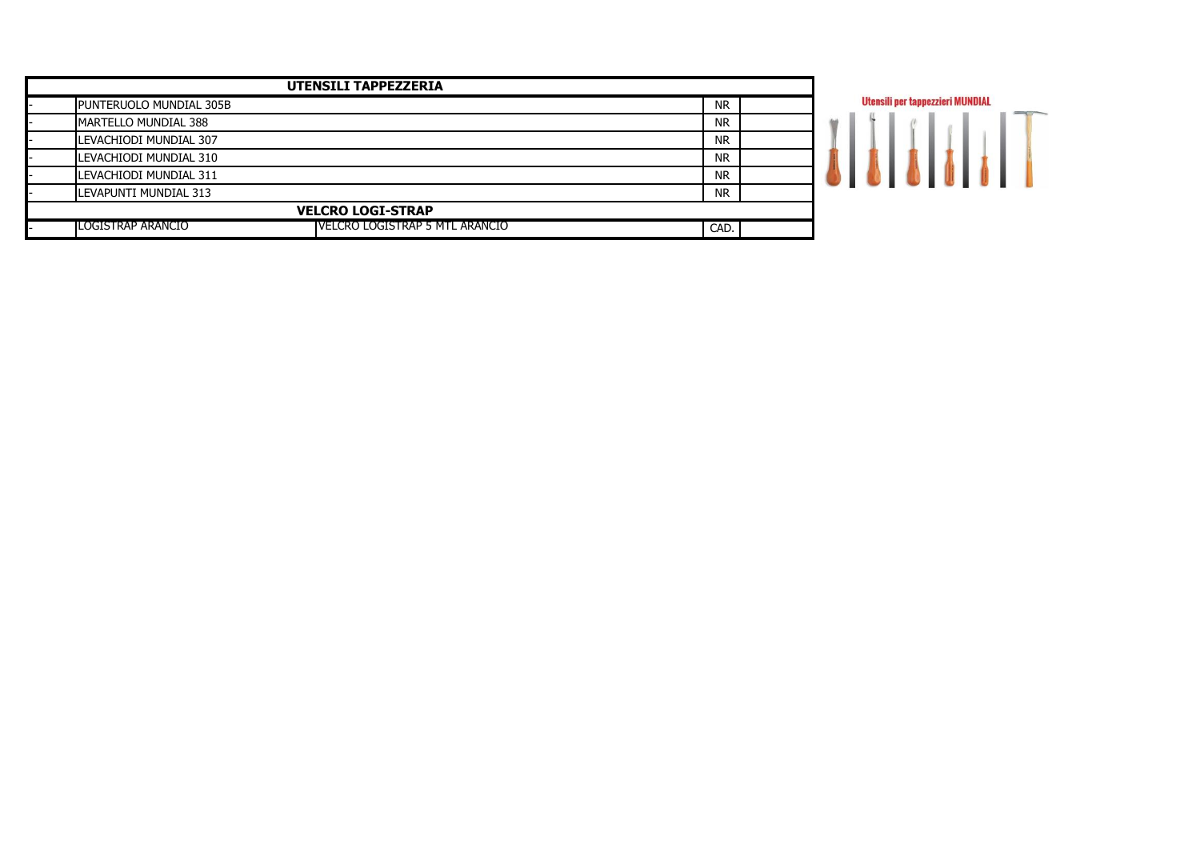| | | | | |
|---|---|---|---|---|
| **UTENSILI TAPPEZZERIA** | | | | |
| - | PUNTERUOLO MUNDIAL 305B | | NR | |
| - | MARTELLO MUNDIAL 388 | | NR | |
| - | LEVACHIODI MUNDIAL 307 | | NR | |
| - | LEVACHIODI MUNDIAL 310 | | NR | |
| - | LEVACHIODI MUNDIAL 311 | | NR | |
| - | LEVAPUNTI MUNDIAL 313 | | NR | |
| **VELCRO LOGI-STRAP** | | | | |
| - | LOGISTRAP ARANCIO | VELCRO LOGISTRAP 5 MTL ARANCIO | CAD. | |

Utensili per tappezzieri MUNDIAL